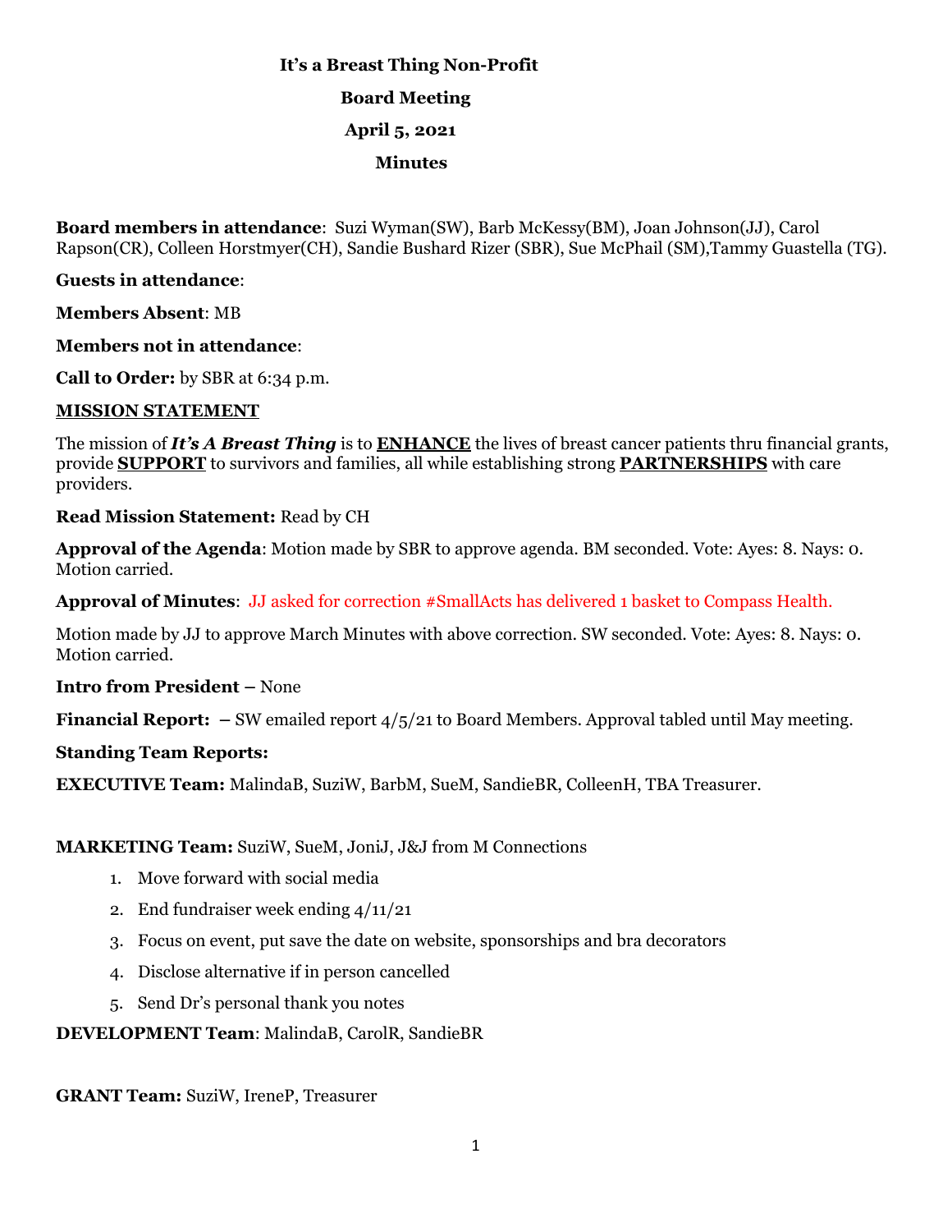**It's a Breast Thing Non-Profit**

**Board Meeting**

**April 5, 2021**

**Minutes**

**Board members in attendance**: Suzi Wyman(SW), Barb McKessy(BM), Joan Johnson(JJ), Carol Rapson(CR), Colleen Horstmyer(CH), Sandie Bushard Rizer (SBR), Sue McPhail (SM),Tammy Guastella (TG).

**Guests in attendance**:

**Members Absent**: MB

**Members not in attendance**:

**Call to Order:** by SBR at 6:34 p.m.

**MISSION STATEMENT**

The mission of ***It's A Breast Thing*** is to **ENHANCE** the lives of breast cancer patients thru financial grants, provide **SUPPORT** to survivors and families, all while establishing strong **PARTNERSHIPS** with care providers.

**Read Mission Statement:** Read by CH

**Approval of the Agenda**: Motion made by SBR to approve agenda. BM seconded. Vote: Ayes: 8. Nays: 0. Motion carried.

**Approval of Minutes**: JJ asked for correction #SmallActs has delivered 1 basket to Compass Health.

Motion made by JJ to approve March Minutes with above correction. SW seconded. Vote: Ayes: 8. Nays: 0. Motion carried.

**Intro from President –** None

**Financial Report: –** SW emailed report 4/5/21 to Board Members. Approval tabled until May meeting.

**Standing Team Reports:**

**EXECUTIVE Team:** MalindaB, SuziW, BarbM, SueM, SandieBR, ColleenH, TBA Treasurer.

**MARKETING Team:** SuziW, SueM, JoniJ, J&J from M Connections

1. Move forward with social media
2. End fundraiser week ending 4/11/21
3. Focus on event, put save the date on website, sponsorships and bra decorators
4. Disclose alternative if in person cancelled
5. Send Dr's personal thank you notes

**DEVELOPMENT Team**: MalindaB, CarolR, SandieBR

**GRANT Team:** SuziW, IreneP, Treasurer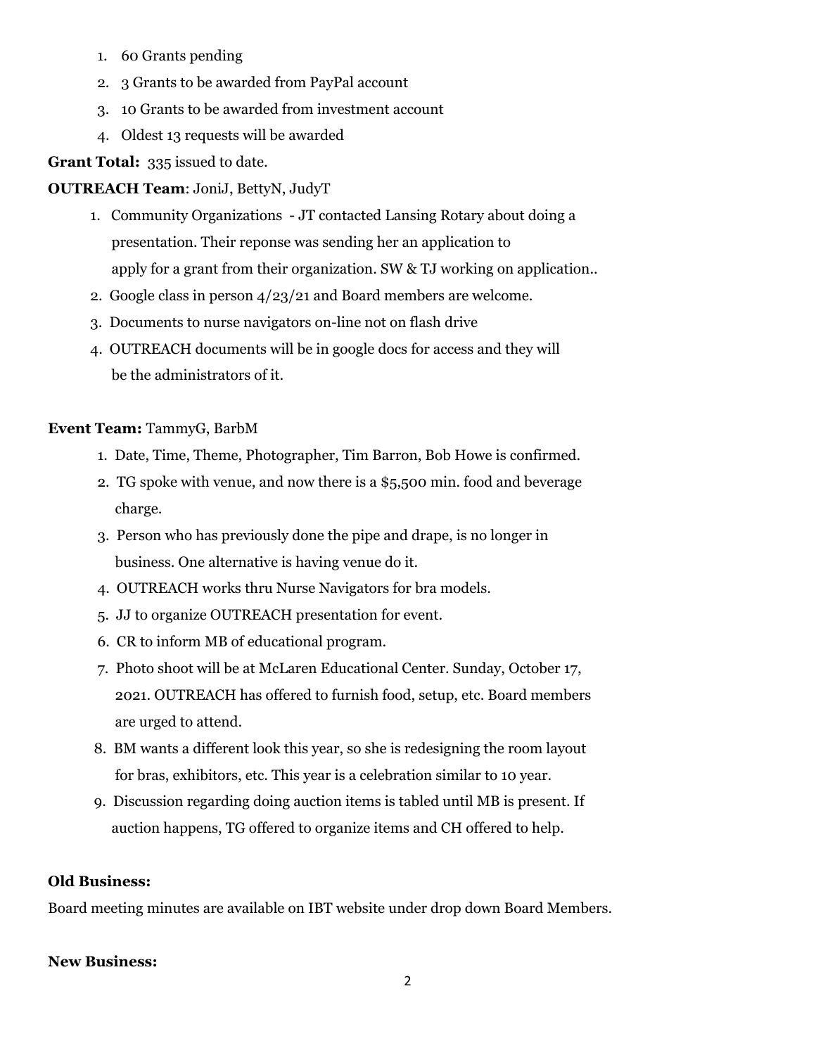1. 60 Grants pending
2. 3 Grants to be awarded from PayPal account
3. 10 Grants to be awarded from investment account
4. Oldest 13 requests will be awarded

**Grant Total:** 335 issued to date.

**OUTREACH Team**: JoniJ, BettyN, JudyT

1. Community Organizations - JT contacted Lansing Rotary about doing a presentation. Their reponse was sending her an application to apply for a grant from their organization. SW & TJ working on application..
2. Google class in person 4/23/21 and Board members are welcome.
3. Documents to nurse navigators on-line not on flash drive
4. OUTREACH documents will be in google docs for access and they will be the administrators of it.

**Event Team:** TammyG, BarbM

1. Date, Time, Theme, Photographer, Tim Barron, Bob Howe is confirmed.
2. TG spoke with venue, and now there is a $5,500 min. food and beverage charge.
3. Person who has previously done the pipe and drape, is no longer in business. One alternative is having venue do it.
4. OUTREACH works thru Nurse Navigators for bra models.
5. JJ to organize OUTREACH presentation for event.
6. CR to inform MB of educational program.
7. Photo shoot will be at McLaren Educational Center. Sunday, October 17, 2021. OUTREACH has offered to furnish food, setup, etc. Board members are urged to attend.
8. BM wants a different look this year, so she is redesigning the room layout for bras, exhibitors, etc. This year is a celebration similar to 10 year.
9. Discussion regarding doing auction items is tabled until MB is present. If auction happens, TG offered to organize items and CH offered to help.

**Old Business:**

Board meeting minutes are available on IBT website under drop down Board Members.

**New Business:**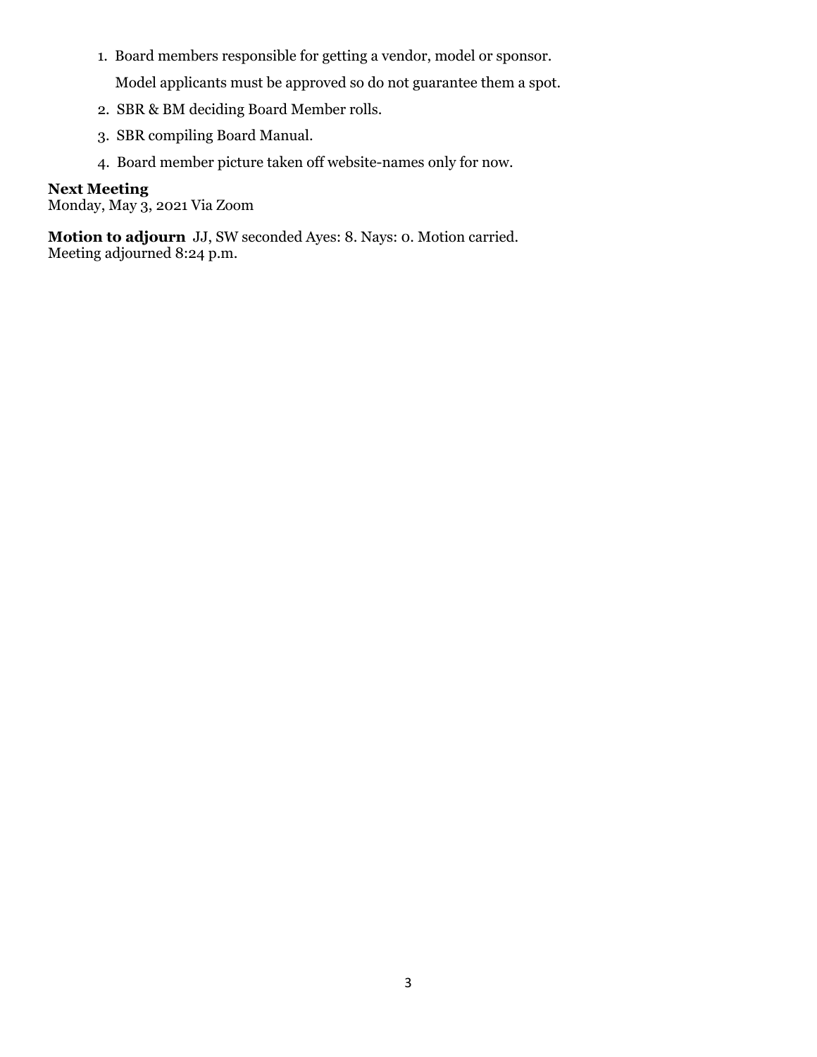1. Board members responsible for getting a vendor, model or sponsor.

   Model applicants must be approved so do not guarantee them a spot.

2. SBR & BM deciding Board Member rolls.
3. SBR compiling Board Manual.
4. Board member picture taken off website-names only for now.

**Next Meeting**
Monday, May 3, 2021 Via Zoom

**Motion to adjourn** JJ, SW seconded Ayes: 8. Nays: 0. Motion carried.
Meeting adjourned 8:24 p.m.